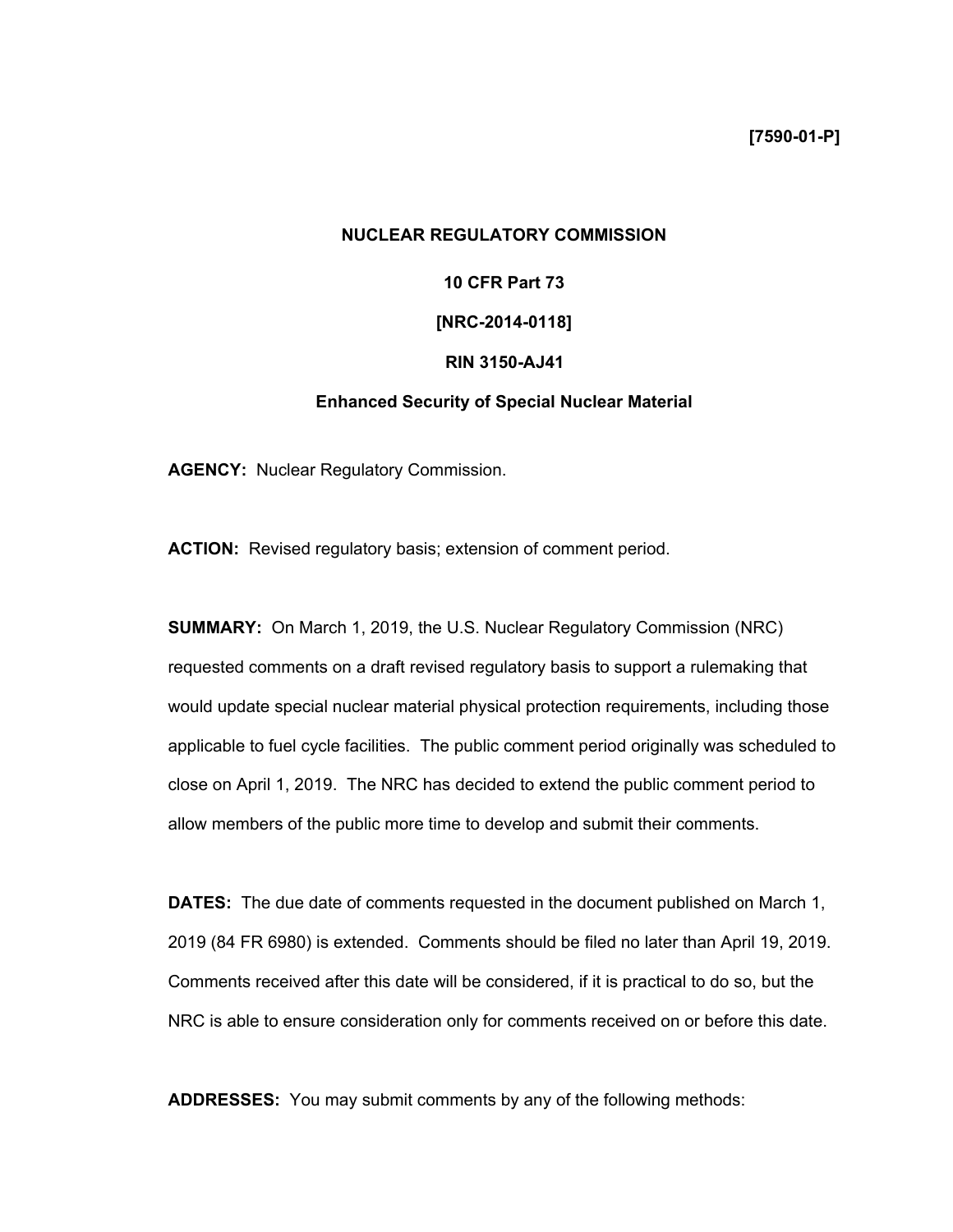**[7590-01-P]**

**NUCLEAR REGULATORY COMMISSION**

**10 CFR Part 73**

**[NRC-2014-0118]**

**RIN 3150-AJ41**

**Enhanced Security of Special Nuclear Material**

**AGENCY:** Nuclear Regulatory Commission.

**ACTION:** Revised regulatory basis; extension of comment period.

**SUMMARY:** On March 1, 2019, the U.S. Nuclear Regulatory Commission (NRC) requested comments on a draft revised regulatory basis to support a rulemaking that would update special nuclear material physical protection requirements, including those applicable to fuel cycle facilities. The public comment period originally was scheduled to close on April 1, 2019. The NRC has decided to extend the public comment period to allow members of the public more time to develop and submit their comments.

**DATES:** The due date of comments requested in the document published on March 1, 2019 (84 FR 6980) is extended. Comments should be filed no later than April 19, 2019. Comments received after this date will be considered, if it is practical to do so, but the NRC is able to ensure consideration only for comments received on or before this date.

**ADDRESSES:** You may submit comments by any of the following methods: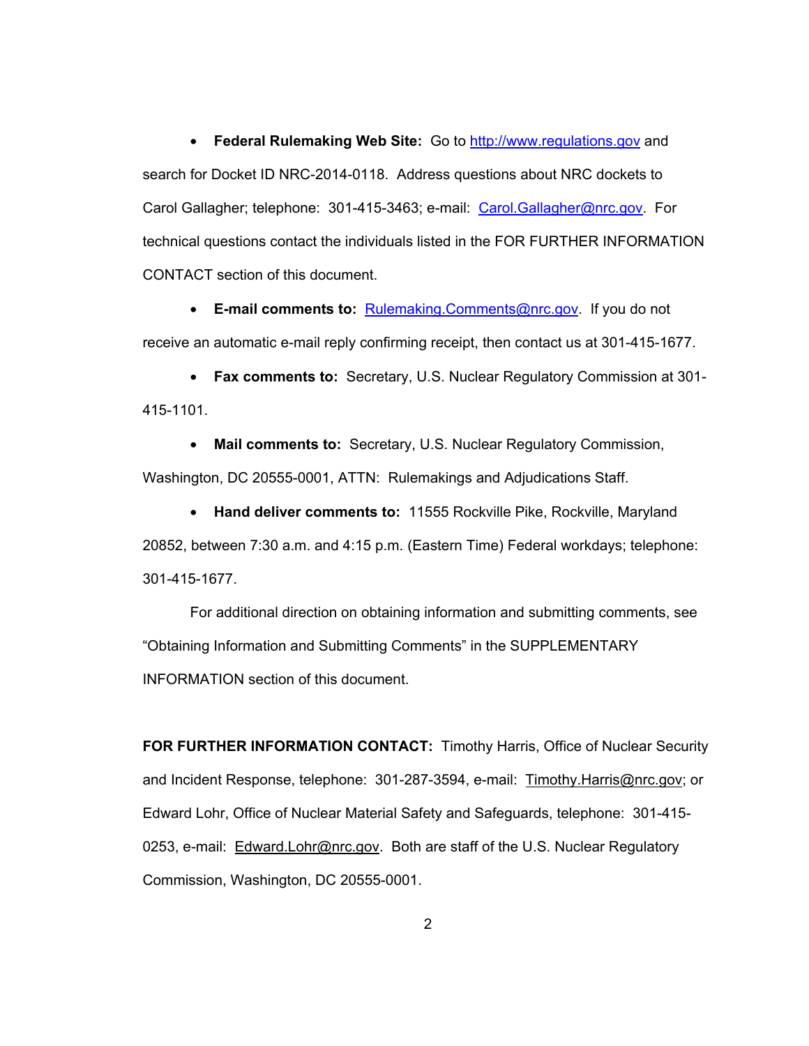- **Federal Rulemaking Web Site:** Go to http://www.regulations.gov and search for Docket ID NRC-2014-0118. Address questions about NRC dockets to Carol Gallagher; telephone: 301-415-3463; e-mail: Carol.Gallagher@nrc.gov. For technical questions contact the individuals listed in the FOR FURTHER INFORMATION CONTACT section of this document.

- **E-mail comments to:** Rulemaking.Comments@nrc.gov. If you do not receive an automatic e-mail reply confirming receipt, then contact us at 301-415-1677.

- **Fax comments to:** Secretary, U.S. Nuclear Regulatory Commission at 301-415-1101.

- **Mail comments to:** Secretary, U.S. Nuclear Regulatory Commission, Washington, DC 20555-0001, ATTN: Rulemakings and Adjudications Staff.

- **Hand deliver comments to:** 11555 Rockville Pike, Rockville, Maryland 20852, between 7:30 a.m. and 4:15 p.m. (Eastern Time) Federal workdays; telephone: 301-415-1677.

For additional direction on obtaining information and submitting comments, see "Obtaining Information and Submitting Comments" in the SUPPLEMENTARY INFORMATION section of this document.

**FOR FURTHER INFORMATION CONTACT:** Timothy Harris, Office of Nuclear Security and Incident Response, telephone: 301-287-3594, e-mail: Timothy.Harris@nrc.gov; or Edward Lohr, Office of Nuclear Material Safety and Safeguards, telephone: 301-415-0253, e-mail: Edward.Lohr@nrc.gov. Both are staff of the U.S. Nuclear Regulatory Commission, Washington, DC 20555-0001.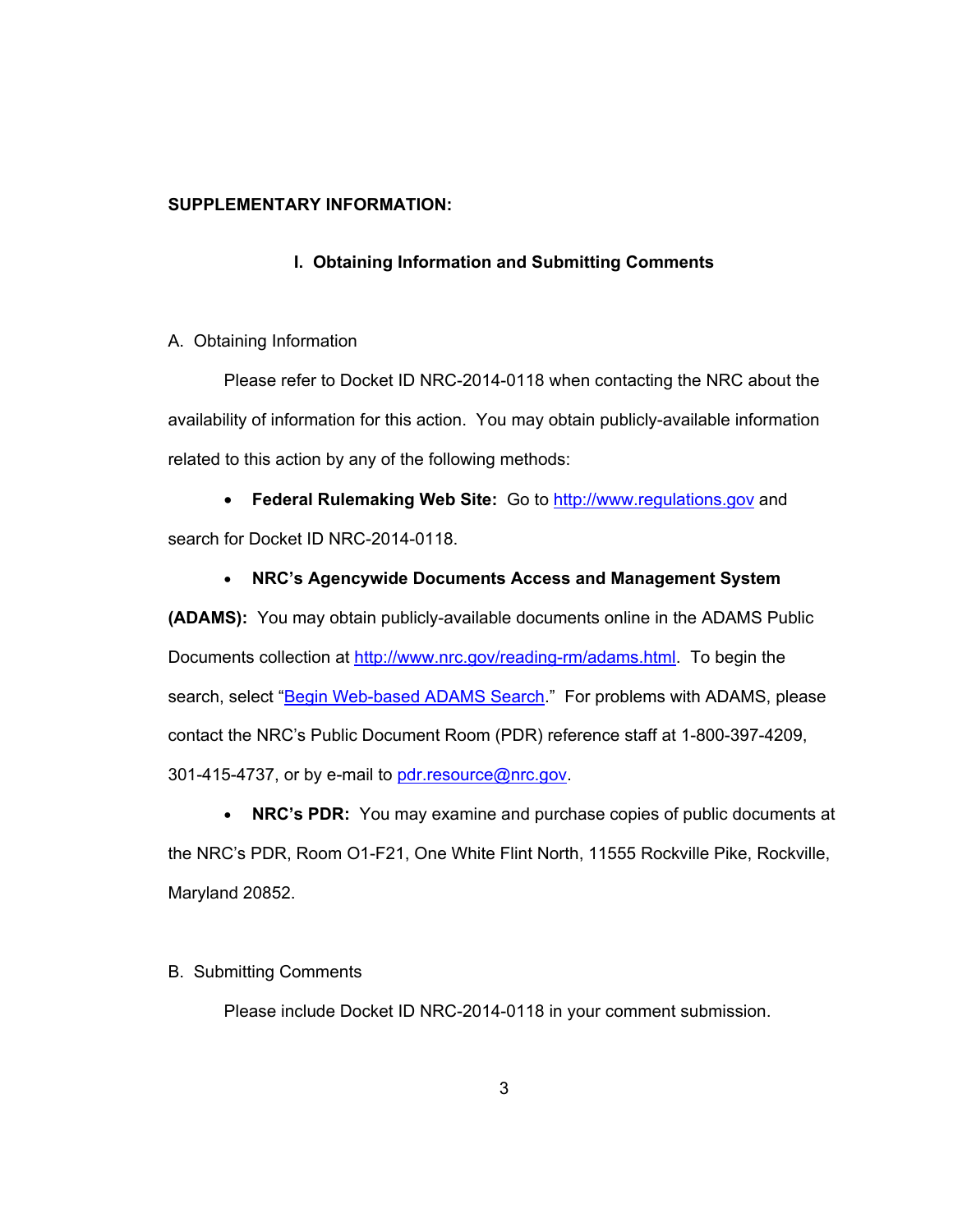**SUPPLEMENTARY INFORMATION:**

## I. Obtaining Information and Submitting Comments

A. Obtaining Information

Please refer to Docket ID NRC-2014-0118 when contacting the NRC about the availability of information for this action. You may obtain publicly-available information related to this action by any of the following methods:

- **Federal Rulemaking Web Site:** Go to http://www.regulations.gov and search for Docket ID NRC-2014-0118.

- **NRC's Agencywide Documents Access and Management System (ADAMS):** You may obtain publicly-available documents online in the ADAMS Public Documents collection at http://www.nrc.gov/reading-rm/adams.html. To begin the search, select "Begin Web-based ADAMS Search." For problems with ADAMS, please contact the NRC's Public Document Room (PDR) reference staff at 1-800-397-4209, 301-415-4737, or by e-mail to pdr.resource@nrc.gov.

- **NRC's PDR:** You may examine and purchase copies of public documents at the NRC's PDR, Room O1-F21, One White Flint North, 11555 Rockville Pike, Rockville, Maryland 20852.

B. Submitting Comments

Please include Docket ID NRC-2014-0118 in your comment submission.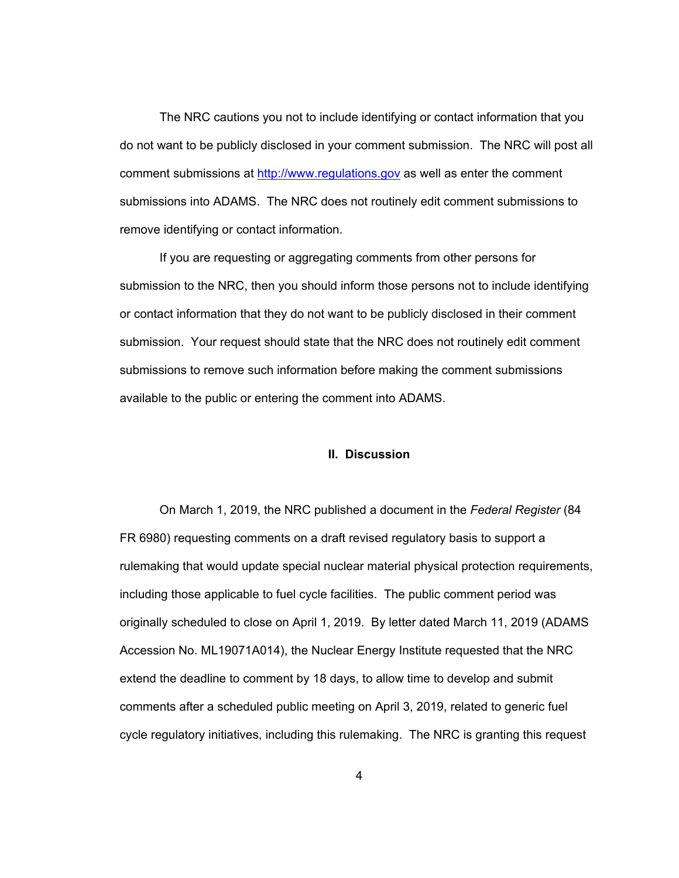The NRC cautions you not to include identifying or contact information that you do not want to be publicly disclosed in your comment submission. The NRC will post all comment submissions at http://www.regulations.gov as well as enter the comment submissions into ADAMS. The NRC does not routinely edit comment submissions to remove identifying or contact information.

If you are requesting or aggregating comments from other persons for submission to the NRC, then you should inform those persons not to include identifying or contact information that they do not want to be publicly disclosed in their comment submission. Your request should state that the NRC does not routinely edit comment submissions to remove such information before making the comment submissions available to the public or entering the comment into ADAMS.

## II. Discussion

On March 1, 2019, the NRC published a document in the *Federal Register* (84 FR 6980) requesting comments on a draft revised regulatory basis to support a rulemaking that would update special nuclear material physical protection requirements, including those applicable to fuel cycle facilities. The public comment period was originally scheduled to close on April 1, 2019. By letter dated March 11, 2019 (ADAMS Accession No. ML19071A014), the Nuclear Energy Institute requested that the NRC extend the deadline to comment by 18 days, to allow time to develop and submit comments after a scheduled public meeting on April 3, 2019, related to generic fuel cycle regulatory initiatives, including this rulemaking. The NRC is granting this request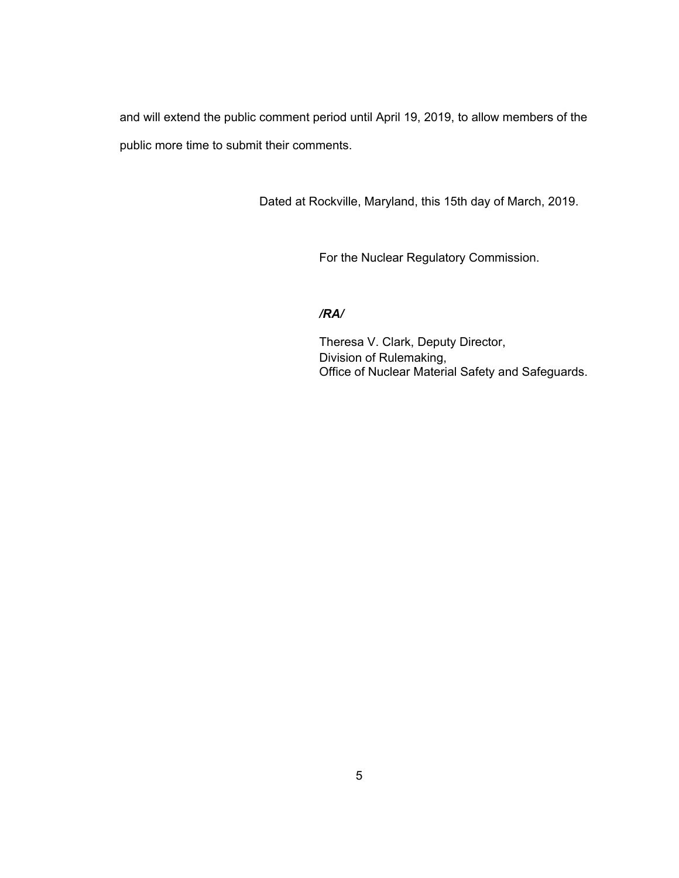and will extend the public comment period until April 19, 2019, to allow members of the public more time to submit their comments.

Dated at Rockville, Maryland, this 15th day of March, 2019.

For the Nuclear Regulatory Commission.

***/RA/***

Theresa V. Clark, Deputy Director,
Division of Rulemaking,
Office of Nuclear Material Safety and Safeguards.